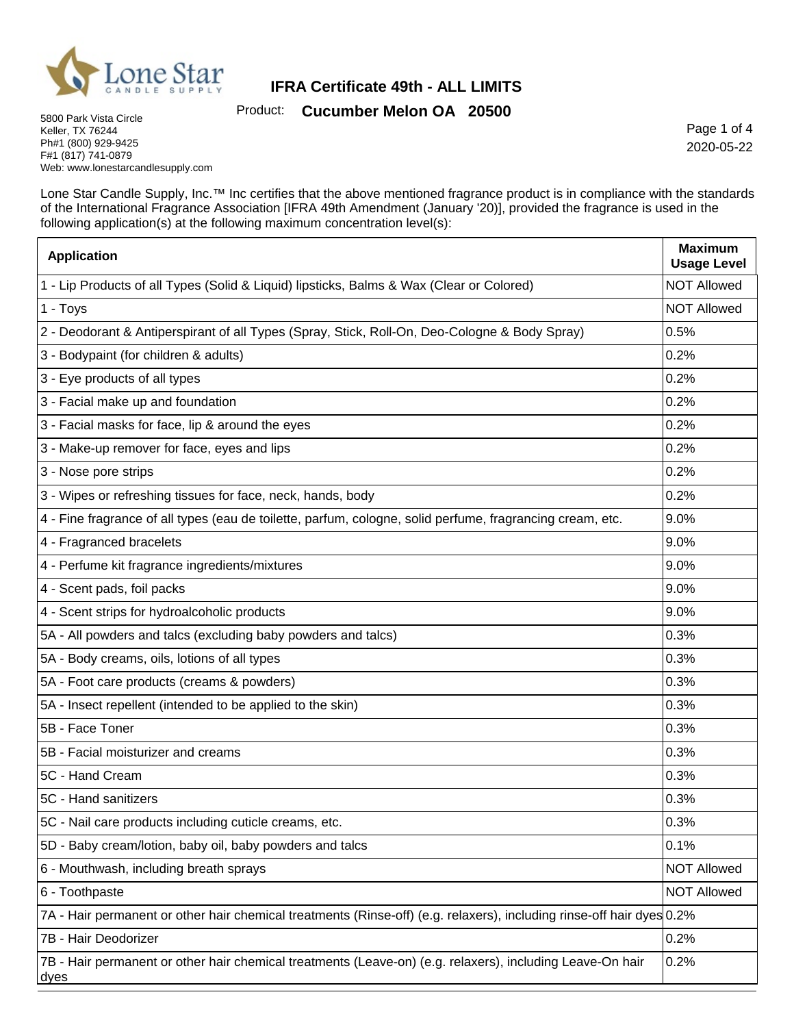Lone Star CANDLE SUPPLY

# IFRA Certificate 49th - ALL LIMITS

Product: **Cucumber Melon OA 20500**

5800 Park Vista Circle
Keller, TX 76244
Ph#1 (800) 929-9425
F#1 (817) 741-0879
Web: www.lonestarcandlesupply.com

2020-05-22

Lone Star Candle Supply, Inc.™ Inc certifies that the above mentioned fragrance product is in compliance with the standards of the International Fragrance Association [IFRA 49th Amendment (January '20)], provided the fragrance is used in the following application(s) at the following maximum concentration level(s):

| Application | Maximum Usage Level |
|---|---|
| 1 - Lip Products of all Types (Solid & Liquid) lipsticks, Balms & Wax (Clear or Colored) | NOT Allowed |
| 1 - Toys | NOT Allowed |
| 2 - Deodorant & Antiperspirant of all Types (Spray, Stick, Roll-On, Deo-Cologne & Body Spray) | 0.5% |
| 3 - Bodypaint (for children & adults) | 0.2% |
| 3 - Eye products of all types | 0.2% |
| 3 - Facial make up and foundation | 0.2% |
| 3 - Facial masks for face, lip & around the eyes | 0.2% |
| 3 - Make-up remover for face, eyes and lips | 0.2% |
| 3 - Nose pore strips | 0.2% |
| 3 - Wipes or refreshing tissues for face, neck, hands, body | 0.2% |
| 4 - Fine fragrance of all types (eau de toilette, parfum, cologne, solid perfume, fragrancing cream, etc. | 9.0% |
| 4 - Fragranced bracelets | 9.0% |
| 4 - Perfume kit fragrance ingredients/mixtures | 9.0% |
| 4 - Scent pads, foil packs | 9.0% |
| 4 - Scent strips for hydroalcoholic products | 9.0% |
| 5A - All powders and talcs (excluding baby powders and talcs) | 0.3% |
| 5A - Body creams, oils, lotions of all types | 0.3% |
| 5A - Foot care products (creams & powders) | 0.3% |
| 5A - Insect repellent (intended to be applied to the skin) | 0.3% |
| 5B - Face Toner | 0.3% |
| 5B - Facial moisturizer and creams | 0.3% |
| 5C - Hand Cream | 0.3% |
| 5C - Hand sanitizers | 0.3% |
| 5C - Nail care products including cuticle creams, etc. | 0.3% |
| 5D - Baby cream/lotion, baby oil, baby powders and talcs | 0.1% |
| 6 - Mouthwash, including breath sprays | NOT Allowed |
| 6 - Toothpaste | NOT Allowed |
| 7A - Hair permanent or other hair chemical treatments (Rinse-off) (e.g. relaxers), including rinse-off hair dyes | 0.2% |
| 7B - Hair Deodorizer | 0.2% |
| 7B - Hair permanent or other hair chemical treatments (Leave-on) (e.g. relaxers), including Leave-On hair dyes | 0.2% |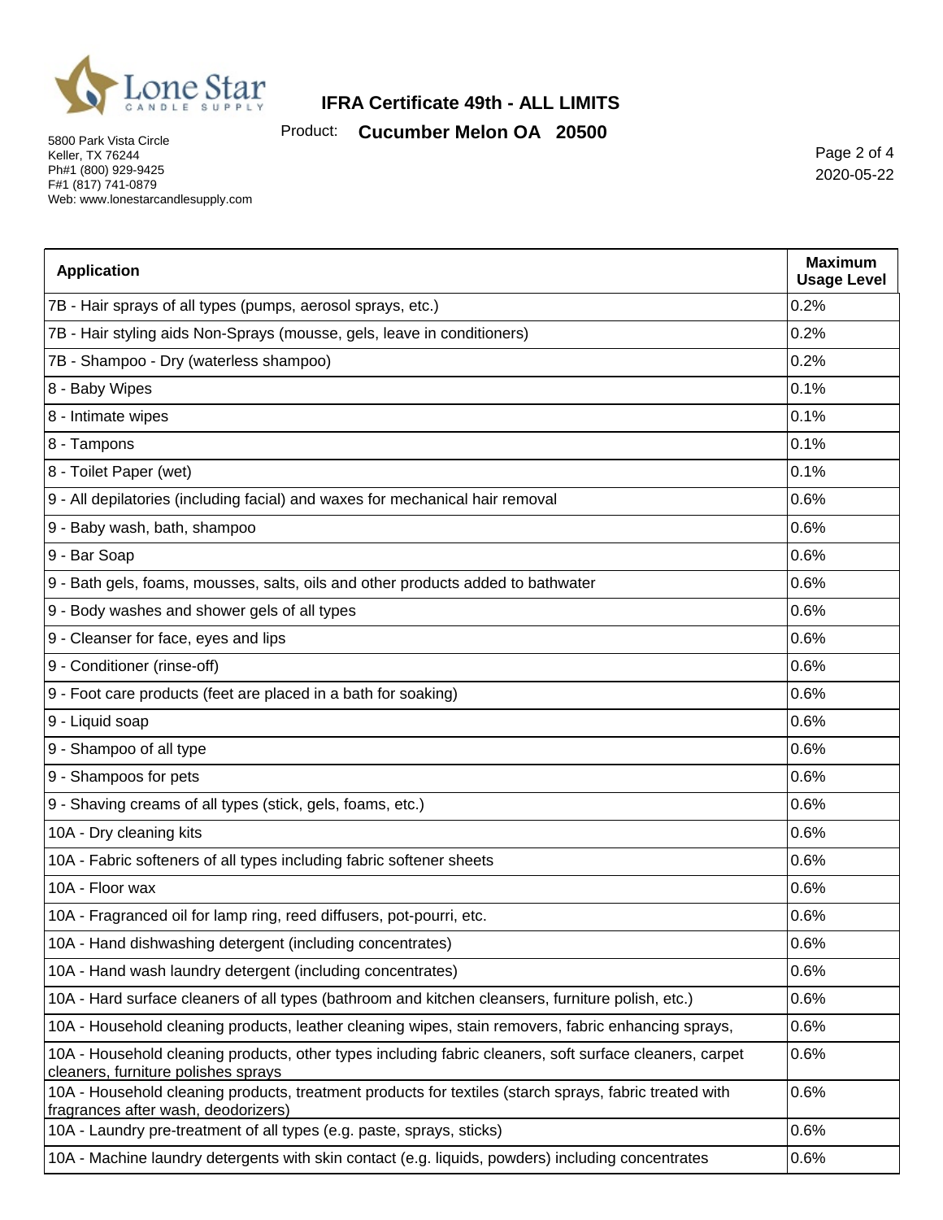# IFRA Certificate 49th - ALL LIMITS

Product: **Cucumber Melon OA 20500**

5800 Park Vista Circle
Keller, TX 76244
Ph#1 (800) 929-9425
F#1 (817) 741-0879
Web: www.lonestarcandlesupply.com

2020-05-22

| Application | Maximum Usage Level |
| --- | --- |
| 7B - Hair sprays of all types (pumps, aerosol sprays, etc.) | 0.2% |
| 7B - Hair styling aids Non-Sprays (mousse, gels, leave in conditioners) | 0.2% |
| 7B - Shampoo - Dry (waterless shampoo) | 0.2% |
| 8 - Baby Wipes | 0.1% |
| 8 - Intimate wipes | 0.1% |
| 8 - Tampons | 0.1% |
| 8 - Toilet Paper (wet) | 0.1% |
| 9 - All depilatories (including facial) and waxes for mechanical hair removal | 0.6% |
| 9 - Baby wash, bath, shampoo | 0.6% |
| 9 - Bar Soap | 0.6% |
| 9 - Bath gels, foams, mousses, salts, oils and other products added to bathwater | 0.6% |
| 9 - Body washes and shower gels of all types | 0.6% |
| 9 - Cleanser for face, eyes and lips | 0.6% |
| 9 - Conditioner (rinse-off) | 0.6% |
| 9 - Foot care products (feet are placed in a bath for soaking) | 0.6% |
| 9 - Liquid soap | 0.6% |
| 9 - Shampoo of all type | 0.6% |
| 9 - Shampoos for pets | 0.6% |
| 9 - Shaving creams of all types (stick, gels, foams, etc.) | 0.6% |
| 10A - Dry cleaning kits | 0.6% |
| 10A - Fabric softeners of all types including fabric softener sheets | 0.6% |
| 10A - Floor wax | 0.6% |
| 10A - Fragranced oil for lamp ring, reed diffusers, pot-pourri, etc. | 0.6% |
| 10A - Hand dishwashing detergent (including concentrates) | 0.6% |
| 10A - Hand wash laundry detergent (including concentrates) | 0.6% |
| 10A - Hard surface cleaners of all types (bathroom and kitchen cleansers, furniture polish, etc.) | 0.6% |
| 10A - Household cleaning products, leather cleaning wipes, stain removers, fabric enhancing sprays, | 0.6% |
| 10A - Household cleaning products, other types including fabric cleaners, soft surface cleaners, carpet cleaners, furniture polishes sprays | 0.6% |
| 10A - Household cleaning products, treatment products for textiles (starch sprays, fabric treated with fragrances after wash, deodorizers) | 0.6% |
| 10A - Laundry pre-treatment of all types (e.g. paste, sprays, sticks) | 0.6% |
| 10A - Machine laundry detergents with skin contact (e.g. liquids, powders) including concentrates | 0.6% |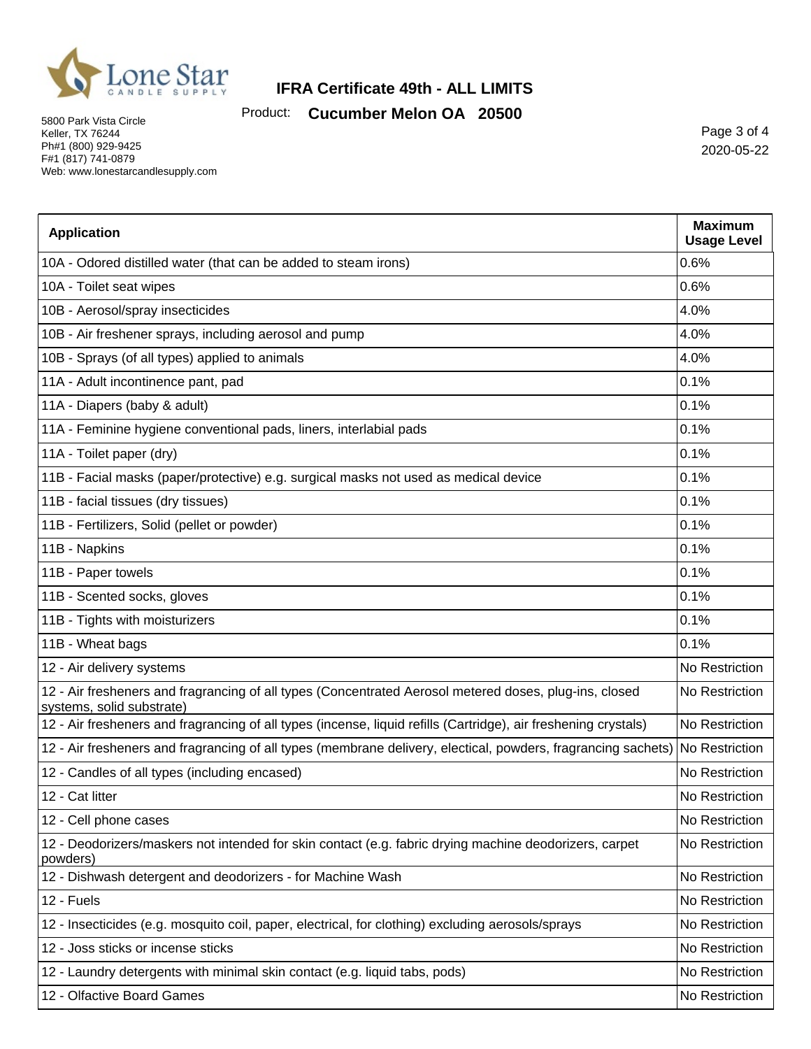# IFRA Certificate 49th - ALL LIMITS

Product: **Cucumber Melon OA 20500**

5800 Park Vista Circle
Keller, TX 76244
Ph#1 (800) 929-9425
F#1 (817) 741-0879
Web: www.lonestarcandlesupply.com

2020-05-22

| Application | Maximum Usage Level |
|---|---|
| 10A - Odored distilled water (that can be added to steam irons) | 0.6% |
| 10A - Toilet seat wipes | 0.6% |
| 10B - Aerosol/spray insecticides | 4.0% |
| 10B - Air freshener sprays, including aerosol and pump | 4.0% |
| 10B - Sprays (of all types) applied to animals | 4.0% |
| 11A - Adult incontinence pant, pad | 0.1% |
| 11A - Diapers (baby & adult) | 0.1% |
| 11A - Feminine hygiene conventional pads, liners, interlabial pads | 0.1% |
| 11A - Toilet paper (dry) | 0.1% |
| 11B - Facial masks (paper/protective) e.g. surgical masks not used as medical device | 0.1% |
| 11B - facial tissues (dry tissues) | 0.1% |
| 11B - Fertilizers, Solid (pellet or powder) | 0.1% |
| 11B - Napkins | 0.1% |
| 11B - Paper towels | 0.1% |
| 11B - Scented socks, gloves | 0.1% |
| 11B - Tights with moisturizers | 0.1% |
| 11B - Wheat bags | 0.1% |
| 12 - Air delivery systems | No Restriction |
| 12 - Air fresheners and fragrancing of all types (Concentrated Aerosol metered doses, plug-ins, closed systems, solid substrate) | No Restriction |
| 12 - Air fresheners and fragrancing of all types (incense, liquid refills (Cartridge), air freshening crystals) | No Restriction |
| 12 - Air fresheners and fragrancing of all types (membrane delivery, electical, powders, fragrancing sachets) | No Restriction |
| 12 - Candles of all types (including encased) | No Restriction |
| 12 - Cat litter | No Restriction |
| 12 - Cell phone cases | No Restriction |
| 12 - Deodorizers/maskers not intended for skin contact (e.g. fabric drying machine deodorizers, carpet powders) | No Restriction |
| 12 - Dishwash detergent and deodorizers - for Machine Wash | No Restriction |
| 12 - Fuels | No Restriction |
| 12 - Insecticides (e.g. mosquito coil, paper, electrical, for clothing) excluding aerosols/sprays | No Restriction |
| 12 - Joss sticks or incense sticks | No Restriction |
| 12 - Laundry detergents with minimal skin contact (e.g. liquid tabs, pods) | No Restriction |
| 12 - Olfactive Board Games | No Restriction |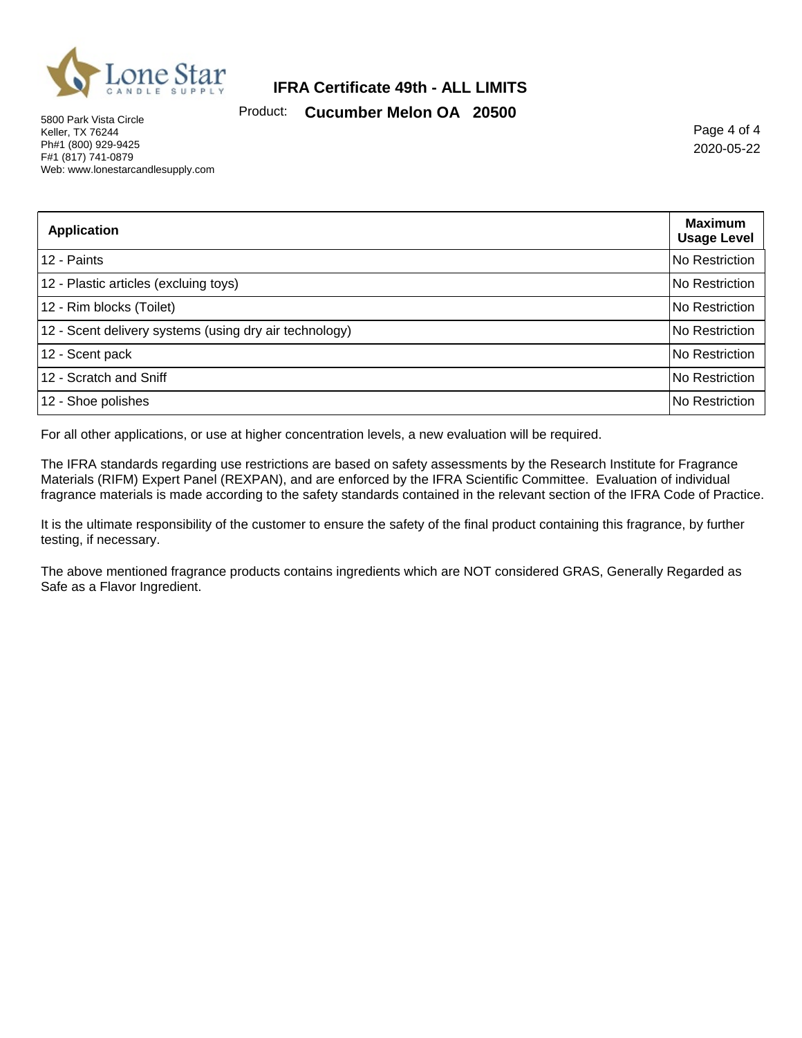**IFRA Certificate 49th - ALL LIMITS**

Product: **Cucumber Melon OA 20500**

5800 Park Vista Circle
Keller, TX 76244
Ph#1 (800) 929-9425
F#1 (817) 741-0879
Web: www.lonestarcandlesupply.com

2020-05-22

| Application | Maximum Usage Level |
|---|---|
| 12 - Paints | No Restriction |
| 12 - Plastic articles (excluing toys) | No Restriction |
| 12 - Rim blocks (Toilet) | No Restriction |
| 12 - Scent delivery systems (using dry air technology) | No Restriction |
| 12 - Scent pack | No Restriction |
| 12 - Scratch and Sniff | No Restriction |
| 12 - Shoe polishes | No Restriction |

For all other applications, or use at higher concentration levels, a new evaluation will be required.

The IFRA standards regarding use restrictions are based on safety assessments by the Research Institute for Fragrance Materials (RIFM) Expert Panel (REXPAN), and are enforced by the IFRA Scientific Committee. Evaluation of individual fragrance materials is made according to the safety standards contained in the relevant section of the IFRA Code of Practice.

It is the ultimate responsibility of the customer to ensure the safety of the final product containing this fragrance, by further testing, if necessary.

The above mentioned fragrance products contains ingredients which are NOT considered GRAS, Generally Regarded as Safe as a Flavor Ingredient.